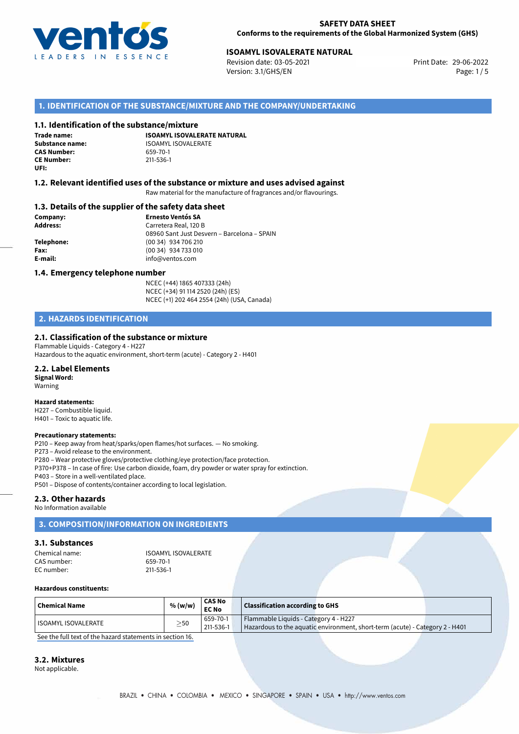**SAFETY DATA SHEET**
**Conforms to the requirements of the Global Harmonized System (GHS)**

**ISOAMYL ISOVALERATE NATURAL**
Revision date: 03-05-2021
Version: 3.1/GHS/EN
Print Date: 29-06-2022

## 1. IDENTIFICATION OF THE SUBSTANCE/MIXTURE AND THE COMPANY/UNDERTAKING

### 1.1. Identification of the substance/mixture

**Trade name:** ISOAMYL ISOVALERATE NATURAL
**Substance name:** ISOAMYL ISOVALERATE
**CAS Number:** 659-70-1
**CE Number:** 211-536-1
**UFI:**

### 1.2. Relevant identified uses of the substance or mixture and uses advised against

Raw material for the manufacture of fragrances and/or flavourings.

### 1.3. Details of the supplier of the safety data sheet

**Company:** Ernesto Ventós SA
**Address:** Carretera Real, 120 B
08960 Sant Just Desvern – Barcelona – SPAIN
**Telephone:** (00 34) 934 706 210
**Fax:** (00 34) 934 733 010
**E-mail:** info@ventos.com

### 1.4. Emergency telephone number

NCEC (+44) 1865 407333 (24h)
NCEC (+34) 91 114 2520 (24h) (ES)
NCEC (+1) 202 464 2554 (24h) (USA, Canada)

## 2. HAZARDS IDENTIFICATION

### 2.1. Classification of the substance or mixture

Flammable Liquids - Category 4 - H227
Hazardous to the aquatic environment, short-term (acute) - Category 2 - H401

### 2.2. Label Elements

**Signal Word:**
Warning

**Hazard statements:**
H227 – Combustible liquid.
H401 – Toxic to aquatic life.

**Precautionary statements:**
P210 – Keep away from heat/sparks/open flames/hot surfaces. — No smoking.
P273 – Avoid release to the environment.
P280 – Wear protective gloves/protective clothing/eye protection/face protection.
P370+P378 – In case of fire: Use carbon dioxide, foam, dry powder or water spray for extinction.
P403 – Store in a well-ventilated place.
P501 – Dispose of contents/container according to local legislation.

### 2.3. Other hazards

No Information available

## 3. COMPOSITION/INFORMATION ON INGREDIENTS

### 3.1. Substances

Chemical name: ISOAMYL ISOVALERATE
CAS number: 659-70-1
EC number: 211-536-1

**Hazardous constituents:**

| Chemical Name | % (w/w) | CAS No EC No | Classification according to GHS |
|---|---|---|---|
| ISOAMYL ISOVALERATE | $\geq$50 | 659-70-1 211-536-1 | Flammable Liquids - Category 4 - H227 Hazardous to the aquatic environment, short-term (acute) - Category 2 - H401 |

See the full text of the hazard statements in section 16.

### 3.2. Mixtures

Not applicable.

BRAZIL • CHINA • COLOMBIA • MEXICO • SINGAPORE • SPAIN • USA • http://www.ventos.com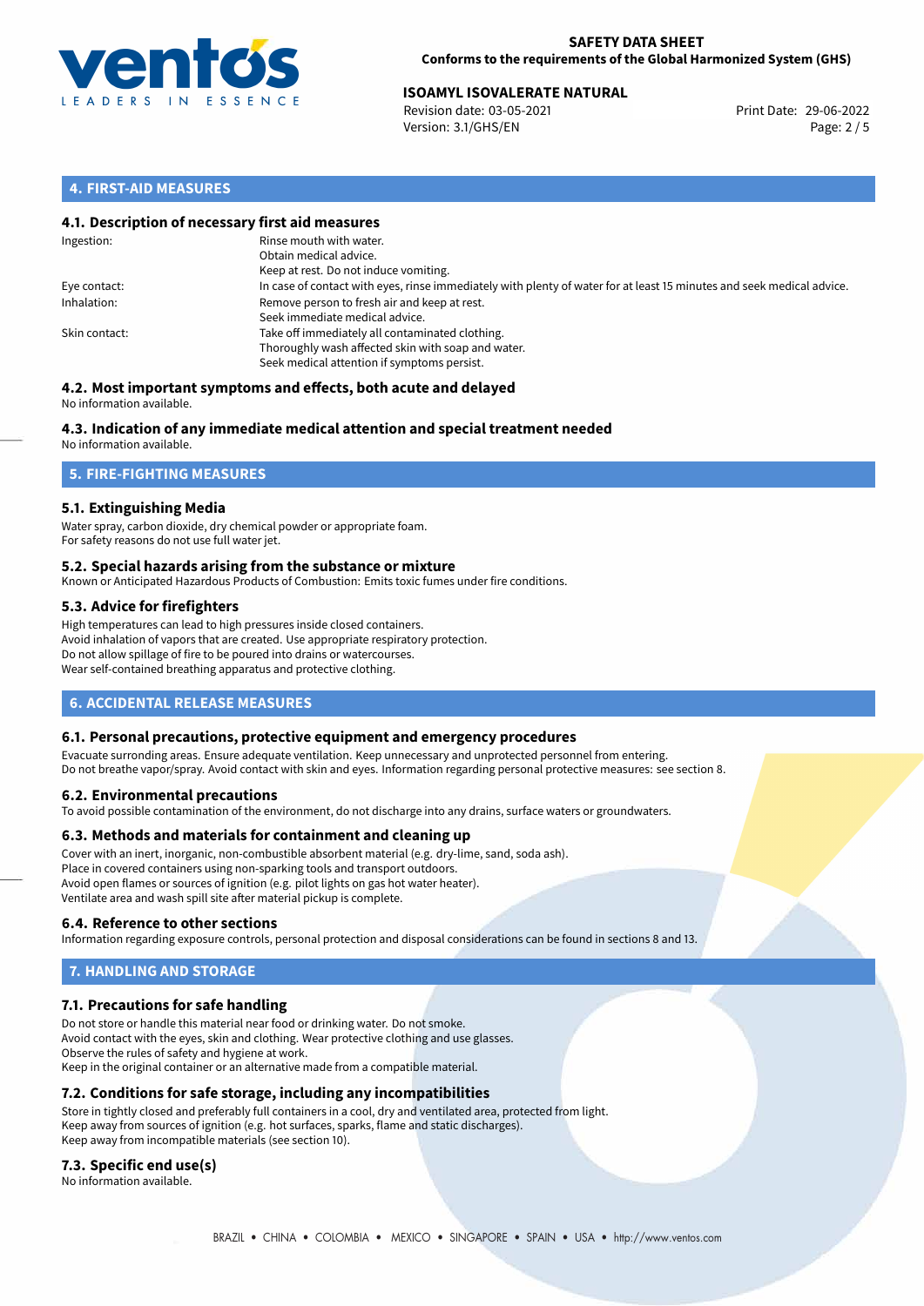## 4. FIRST-AID MEASURES

### 4.1. Description of necessary first aid measures

| | |
|---|---|
| Ingestion: | Rinse mouth with water.<br>Obtain medical advice.<br>Keep at rest. Do not induce vomiting. |
| Eye contact: | In case of contact with eyes, rinse immediately with plenty of water for at least 15 minutes and seek medical advice. |
| Inhalation: | Remove person to fresh air and keep at rest.<br>Seek immediate medical advice. |
| Skin contact: | Take off immediately all contaminated clothing.<br>Thoroughly wash affected skin with soap and water.<br>Seek medical attention if symptoms persist. |

### 4.2. Most important symptoms and effects, both acute and delayed

No information available.

### 4.3. Indication of any immediate medical attention and special treatment needed

No information available.

## 5. FIRE-FIGHTING MEASURES

### 5.1. Extinguishing Media

Water spray, carbon dioxide, dry chemical powder or appropriate foam.
For safety reasons do not use full water jet.

### 5.2. Special hazards arising from the substance or mixture

Known or Anticipated Hazardous Products of Combustion: Emits toxic fumes under fire conditions.

### 5.3. Advice for firefighters

High temperatures can lead to high pressures inside closed containers.
Avoid inhalation of vapors that are created. Use appropriate respiratory protection.
Do not allow spillage of fire to be poured into drains or watercourses.
Wear self-contained breathing apparatus and protective clothing.

## 6. ACCIDENTAL RELEASE MEASURES

### 6.1. Personal precautions, protective equipment and emergency procedures

Evacuate surronding areas. Ensure adequate ventilation. Keep unnecessary and unprotected personnel from entering.
Do not breathe vapor/spray. Avoid contact with skin and eyes. Information regarding personal protective measures: see section 8.

### 6.2. Environmental precautions

To avoid possible contamination of the environment, do not discharge into any drains, surface waters or groundwaters.

### 6.3. Methods and materials for containment and cleaning up

Cover with an inert, inorganic, non-combustible absorbent material (e.g. dry-lime, sand, soda ash).
Place in covered containers using non-sparking tools and transport outdoors.
Avoid open flames or sources of ignition (e.g. pilot lights on gas hot water heater).
Ventilate area and wash spill site after material pickup is complete.

### 6.4. Reference to other sections

Information regarding exposure controls, personal protection and disposal considerations can be found in sections 8 and 13.

## 7. HANDLING AND STORAGE

### 7.1. Precautions for safe handling

Do not store or handle this material near food or drinking water. Do not smoke.
Avoid contact with the eyes, skin and clothing. Wear protective clothing and use glasses.
Observe the rules of safety and hygiene at work.
Keep in the original container or an alternative made from a compatible material.

### 7.2. Conditions for safe storage, including any incompatibilities

Store in tightly closed and preferably full containers in a cool, dry and ventilated area, protected from light.
Keep away from sources of ignition (e.g. hot surfaces, sparks, flame and static discharges).
Keep away from incompatible materials (see section 10).

### 7.3. Specific end use(s)

No information available.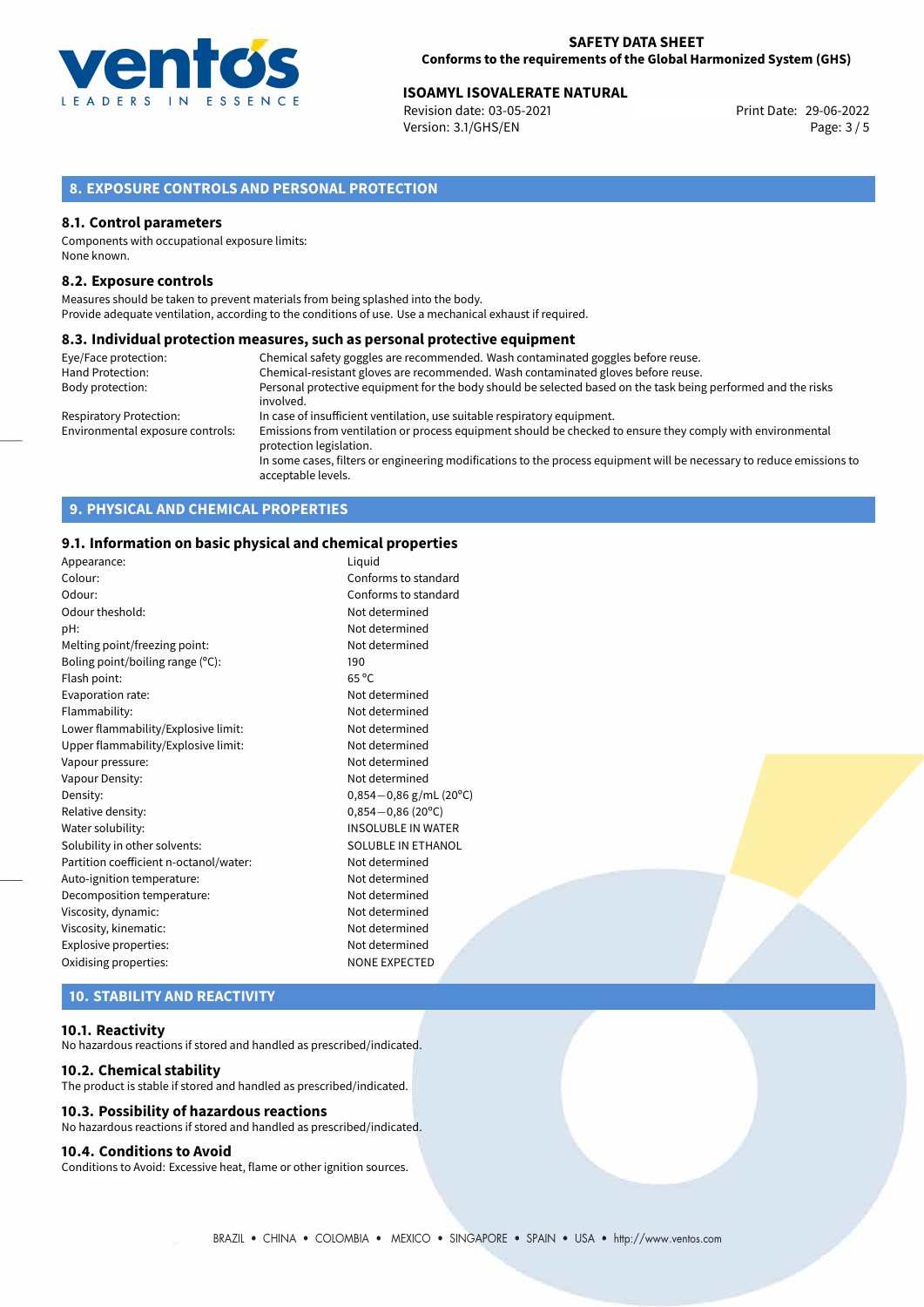## 8. EXPOSURE CONTROLS AND PERSONAL PROTECTION

### 8.1. Control parameters

Components with occupational exposure limits:
None known.

### 8.2. Exposure controls

Measures should be taken to prevent materials from being splashed into the body.
Provide adequate ventilation, according to the conditions of use. Use a mechanical exhaust if required.

### 8.3. Individual protection measures, such as personal protective equipment

| | |
|---|---|
| Eye/Face protection: | Chemical safety goggles are recommended. Wash contaminated goggles before reuse. |
| Hand Protection: | Chemical-resistant gloves are recommended. Wash contaminated gloves before reuse. |
| Body protection: | Personal protective equipment for the body should be selected based on the task being performed and the risks involved. |
| Respiratory Protection: | In case of insufficient ventilation, use suitable respiratory equipment. |
| Environmental exposure controls: | Emissions from ventilation or process equipment should be checked to ensure they comply with environmental protection legislation.<br>In some cases, filters or engineering modifications to the process equipment will be necessary to reduce emissions to acceptable levels. |

## 9. PHYSICAL AND CHEMICAL PROPERTIES

### 9.1. Information on basic physical and chemical properties

| | |
|---|---|
| Appearance: | Liquid |
| Colour: | Conforms to standard |
| Odour: | Conforms to standard |
| Odour theshold: | Not determined |
| pH: | Not determined |
| Melting point/freezing point: | Not determined |
| Boling point/boiling range (°C): | 190 |
| Flash point: | 65 °C |
| Evaporation rate: | Not determined |
| Flammability: | Not determined |
| Lower flammability/Explosive limit: | Not determined |
| Upper flammability/Explosive limit: | Not determined |
| Vapour pressure: | Not determined |
| Vapour Density: | Not determined |
| Density: | 0,854−0,86 g/mL (20°C) |
| Relative density: | 0,854−0,86 (20°C) |
| Water solubility: | INSOLUBLE IN WATER |
| Solubility in other solvents: | SOLUBLE IN ETHANOL |
| Partition coefficient n-octanol/water: | Not determined |
| Auto-ignition temperature: | Not determined |
| Decomposition temperature: | Not determined |
| Viscosity, dynamic: | Not determined |
| Viscosity, kinematic: | Not determined |
| Explosive properties: | Not determined |
| Oxidising properties: | NONE EXPECTED |

## 10. STABILITY AND REACTIVITY

### 10.1. Reactivity

No hazardous reactions if stored and handled as prescribed/indicated.

### 10.2. Chemical stability

The product is stable if stored and handled as prescribed/indicated.

### 10.3. Possibility of hazardous reactions

No hazardous reactions if stored and handled as prescribed/indicated.

### 10.4. Conditions to Avoid

Conditions to Avoid: Excessive heat, flame or other ignition sources.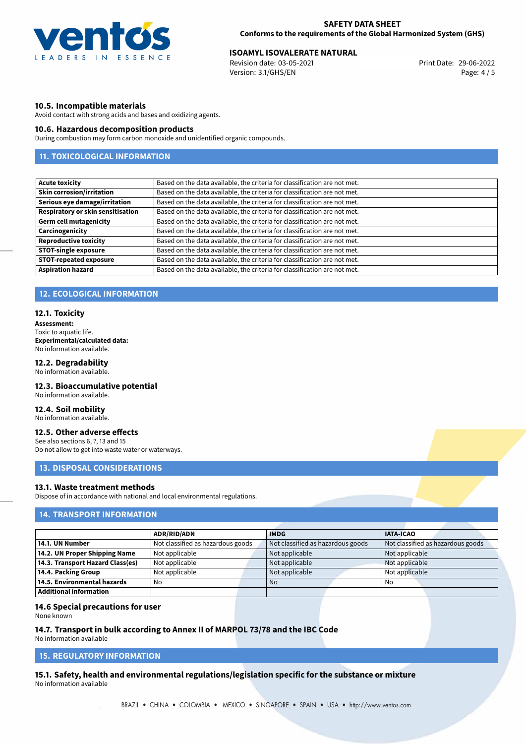### 10.5. Incompatible materials

Avoid contact with strong acids and bases and oxidizing agents.

### 10.6. Hazardous decomposition products

During combustion may form carbon monoxide and unidentified organic compounds.

## 11. TOXICOLOGICAL INFORMATION

| | |
|---|---|
| **Acute toxicity** | Based on the data available, the criteria for classification are not met. |
| **Skin corrosion/irritation** | Based on the data available, the criteria for classification are not met. |
| **Serious eye damage/irritation** | Based on the data available, the criteria for classification are not met. |
| **Respiratory or skin sensitisation** | Based on the data available, the criteria for classification are not met. |
| **Germ cell mutagenicity** | Based on the data available, the criteria for classification are not met. |
| **Carcinogenicity** | Based on the data available, the criteria for classification are not met. |
| **Reproductive toxicity** | Based on the data available, the criteria for classification are not met. |
| **STOT-single exposure** | Based on the data available, the criteria for classification are not met. |
| **STOT-repeated exposure** | Based on the data available, the criteria for classification are not met. |
| **Aspiration hazard** | Based on the data available, the criteria for classification are not met. |

## 12. ECOLOGICAL INFORMATION

### 12.1. Toxicity

**Assessment:**
Toxic to aquatic life.
**Experimental/calculated data:**
No information available.

### 12.2. Degradability

No information available.

### 12.3. Bioaccumulative potential

No information available.

### 12.4. Soil mobility

No information available.

### 12.5. Other adverse effects

See also sections 6, 7, 13 and 15
Do not allow to get into waste water or waterways.

## 13. DISPOSAL CONSIDERATIONS

### 13.1. Waste treatment methods

Dispose of in accordance with national and local environmental regulations.

## 14. TRANSPORT INFORMATION

| | ADR/RID/ADN | IMDG | IATA-ICAO |
|---|---|---|---|
| **14.1. UN Number** | Not classified as hazardous goods | Not classified as hazardous goods | Not classified as hazardous goods |
| **14.2. UN Proper Shipping Name** | Not applicable | Not applicable | Not applicable |
| **14.3. Transport Hazard Class(es)** | Not applicable | Not applicable | Not applicable |
| **14.4. Packing Group** | Not applicable | Not applicable | Not applicable |
| **14.5. Environmental hazards** | No | No | No |
| **Additional information** | | | |

### 14.6 Special precautions for user

None known

### 14.7. Transport in bulk according to Annex II of MARPOL 73/78 and the IBC Code

No information available

## 15. REGULATORY INFORMATION

### 15.1. Safety, health and environmental regulations/legislation specific for the substance or mixture

No information available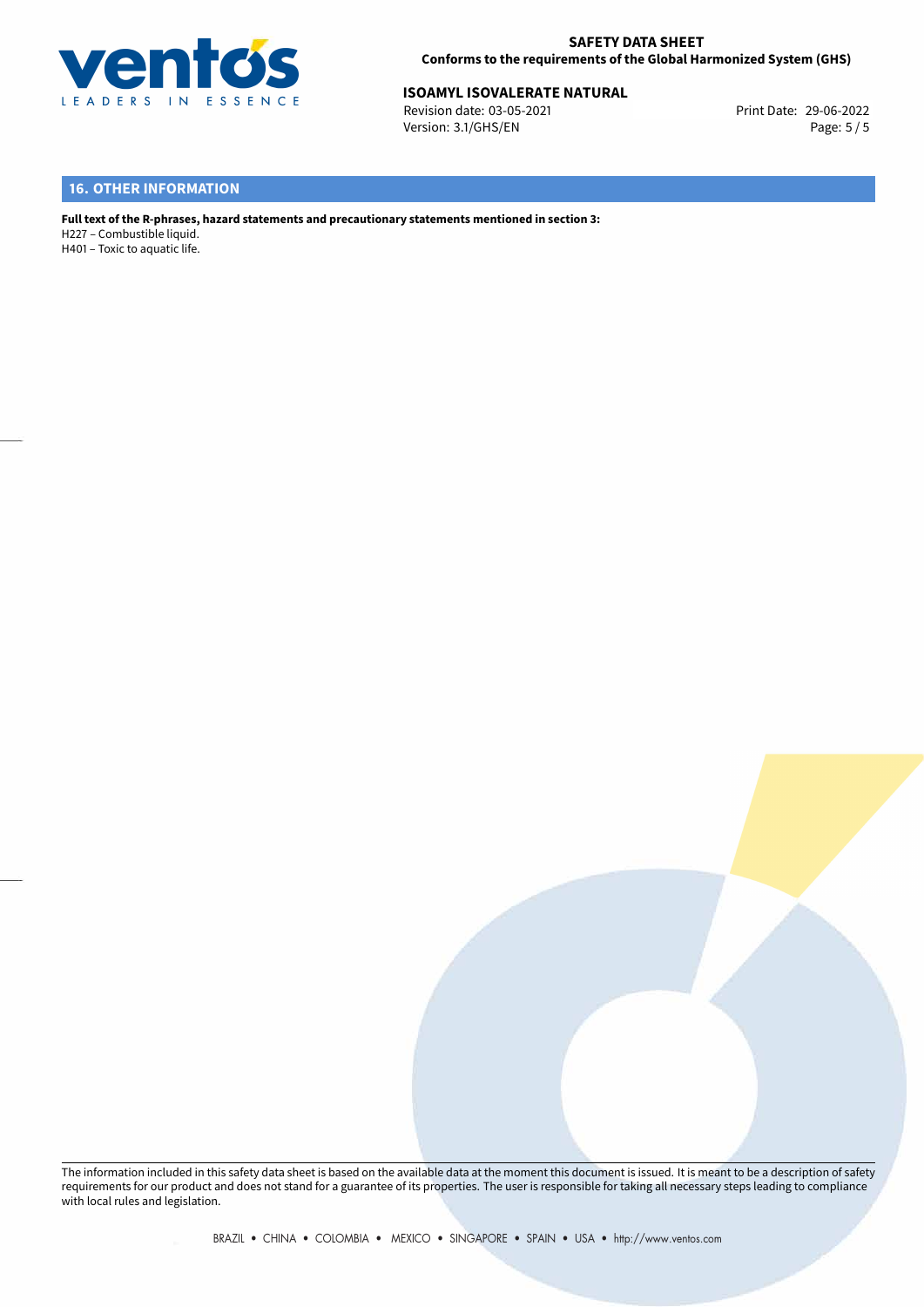## 16. OTHER INFORMATION

**Full text of the R-phrases, hazard statements and precautionary statements mentioned in section 3:**

H227 – Combustible liquid.
H401 – Toxic to aquatic life.

The information included in this safety data sheet is based on the available data at the moment this document is issued. It is meant to be a description of safety requirements for our product and does not stand for a guarantee of its properties. The user is responsible for taking all necessary steps leading to compliance with local rules and legislation.